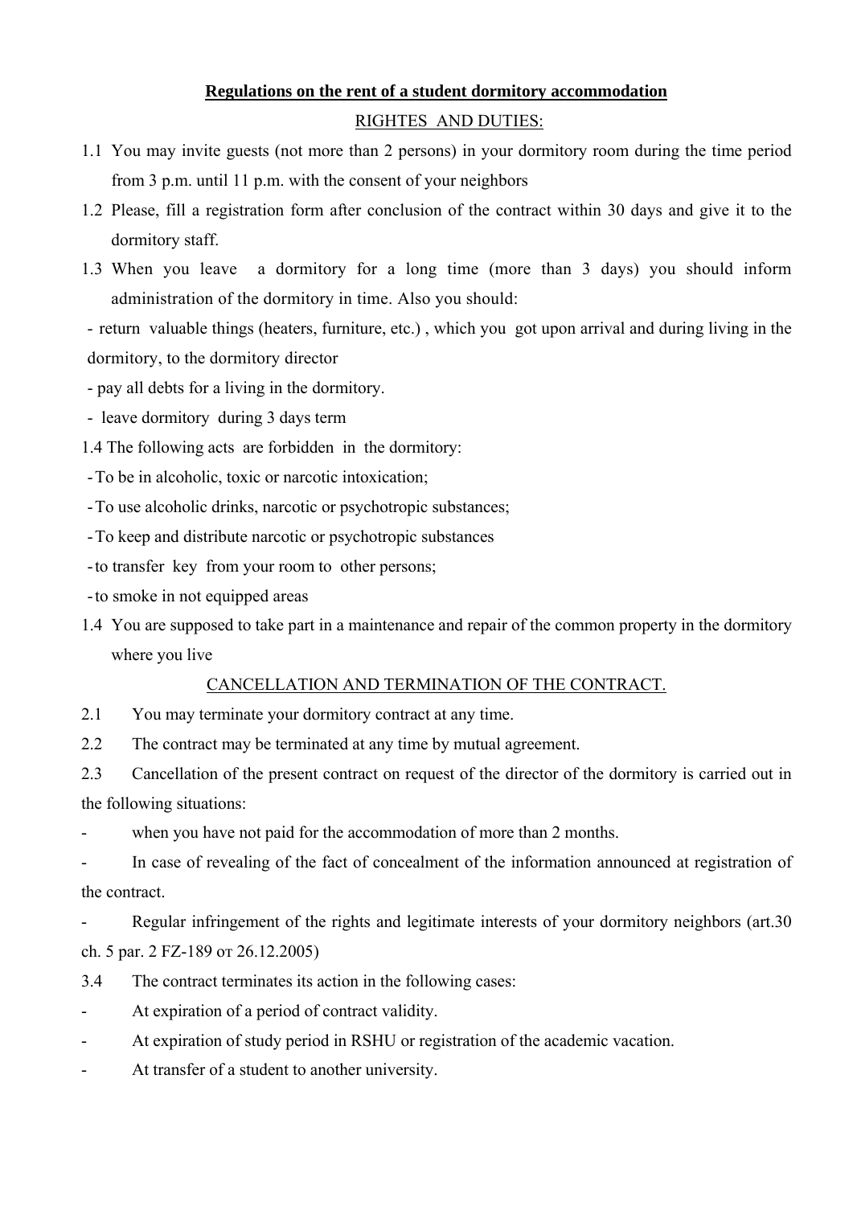## Regulations on the rent of a student dormitory accommodation

RIGHTES AND DUTIES:

1.1 You may invite guests (not more than 2 persons) in your dormitory room during the time period from 3 p.m. until 11 p.m. with the consent of your neighbors

1.2 Please, fill a registration form after conclusion of the contract within 30 days and give it to the dormitory staff.

1.3 When you leave a dormitory for a long time (more than 3 days) you should inform administration of the dormitory in time. Also you should:

- return valuable things (heaters, furniture, etc.) , which you got upon arrival and during living in the dormitory, to the dormitory director
- pay all debts for a living in the dormitory.
- leave dormitory during 3 days term

1.4 The following acts are forbidden in the dormitory:

- To be in alcoholic, toxic or narcotic intoxication;
- To use alcoholic drinks, narcotic or psychotropic substances;
- To keep and distribute narcotic or psychotropic substances
- to transfer key from your room to other persons;
- to smoke in not equipped areas

1.4 You are supposed to take part in a maintenance and repair of the common property in the dormitory where you live

CANCELLATION AND TERMINATION OF THE CONTRACT.

2.1 You may terminate your dormitory contract at any time.

2.2 The contract may be terminated at any time by mutual agreement.

2.3 Cancellation of the present contract on request of the director of the dormitory is carried out in the following situations:

- when you have not paid for the accommodation of more than 2 months.
- In case of revealing of the fact of concealment of the information announced at registration of the contract.
- Regular infringement of the rights and legitimate interests of your dormitory neighbors (art.30 ch. 5 par. 2 FZ-189 от 26.12.2005)

3.4 The contract terminates its action in the following cases:

- At expiration of a period of contract validity.
- At expiration of study period in RSHU or registration of the academic vacation.
- At transfer of a student to another university.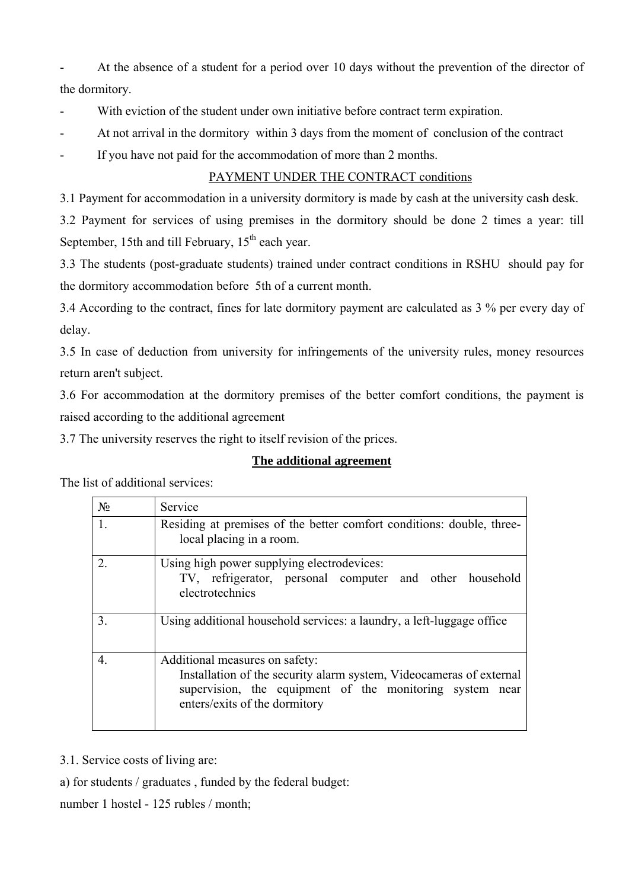- At the absence of a student for a period over 10 days without the prevention of the director of the dormitory.
- With eviction of the student under own initiative before contract term expiration.
- At not arrival in the dormitory within 3 days from the moment of conclusion of the contract
- If you have not paid for the accommodation of more than 2 months.

PAYMENT UNDER THE CONTRACT conditions

3.1 Payment for accommodation in a university dormitory is made by cash at the university cash desk.

3.2 Payment for services of using premises in the dormitory should be done 2 times a year: till September, 15th and till February, 15th each year.

3.3 The students (post-graduate students) trained under contract conditions in RSHU should pay for the dormitory accommodation before 5th of a current month.

3.4 According to the contract, fines for late dormitory payment are calculated as 3 % per every day of delay.

3.5 In case of deduction from university for infringements of the university rules, money resources return aren't subject.

3.6 For accommodation at the dormitory premises of the better comfort conditions, the payment is raised according to the additional agreement

3.7 The university reserves the right to itself revision of the prices.

**The additional agreement**

The list of additional services:

| № | Service |
|---|---|
| 1. | Residing at premises of the better comfort conditions: double, three-local placing in a room. |
| 2. | Using high power supplying electrodevices: TV, refrigerator, personal computer and other household electrotechnics |
| 3. | Using additional household services: a laundry, a left-luggage office |
| 4. | Additional measures on safety: Installation of the security alarm system, Videocameras of external supervision, the equipment of the monitoring system near enters/exits of the dormitory |

3.1. Service costs of living are:

a) for students / graduates , funded by the federal budget:

number 1 hostel - 125 rubles / month;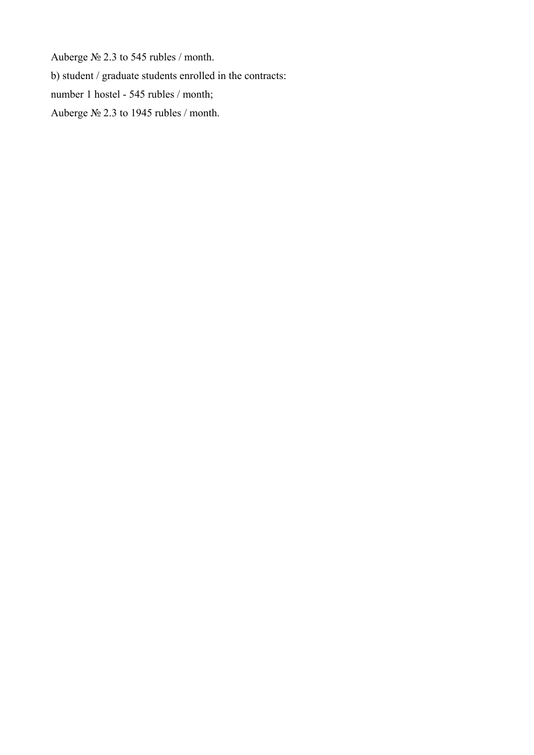Auberge № 2.3 to 545 rubles / month.

b) student / graduate students enrolled in the contracts:

number 1 hostel - 545 rubles / month;

Auberge № 2.3 to 1945 rubles / month.